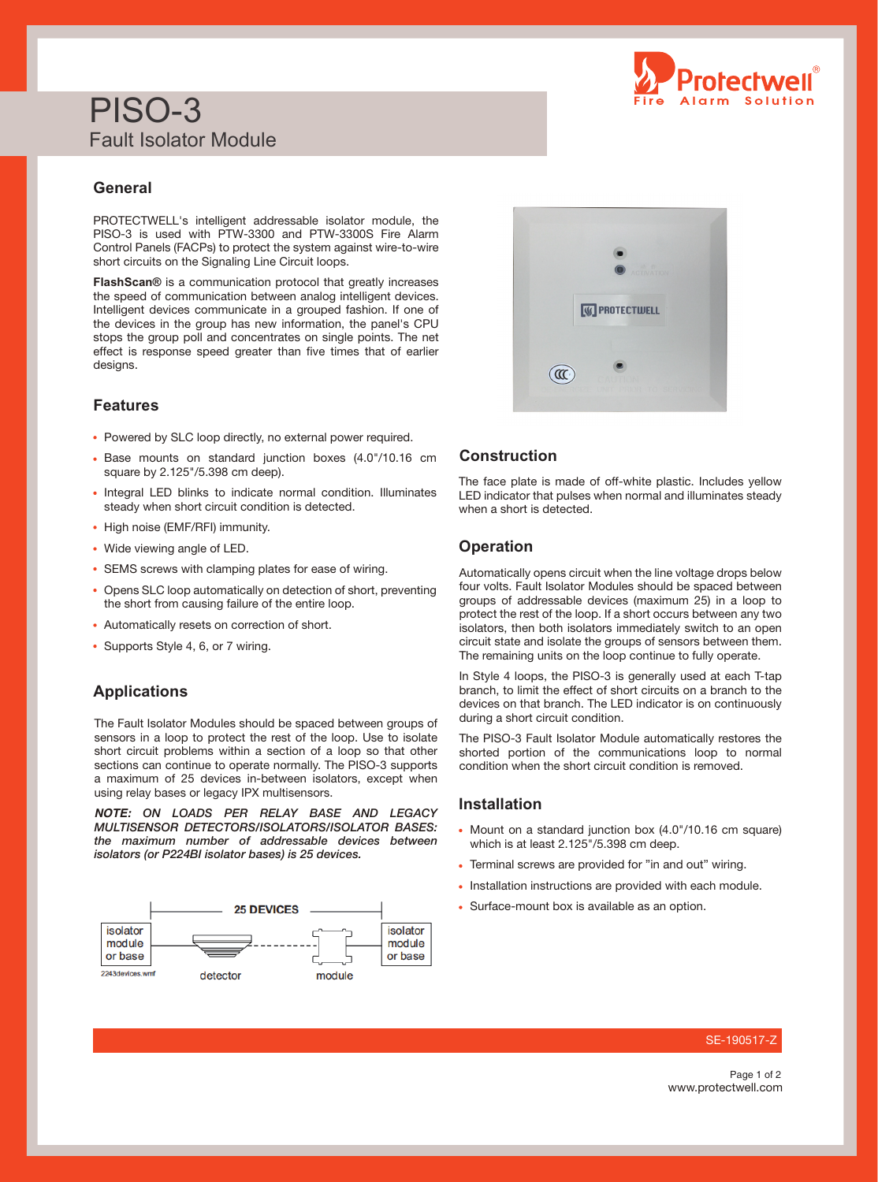# PISO-3

## Fault Isolator Module

### General

PROTECTWELL's intelligent addressable isolator module, the PISO-3 is used with PTW-3300 and PTW-3300S Fire Alarm Control Panels (FACPs) to protect the system against wire-to-wire short circuits on the Signaling Line Circuit loops.

**FlashScan®** is a communication protocol that greatly increases the speed of communication between analog intelligent devices. Intelligent devices communicate in a grouped fashion. If one of the devices in the group has new information, the panel's CPU stops the group poll and concentrates on single points. The net effect is response speed greater than five times that of earlier designs.

### Features

- Powered by SLC loop directly, no external power required.
- Base mounts on standard junction boxes (4.0"/10.16 cm square by 2.125"/5.398 cm deep).
- Integral LED blinks to indicate normal condition. Illuminates steady when short circuit condition is detected.
- High noise (EMF/RFI) immunity.
- Wide viewing angle of LED.
- SEMS screws with clamping plates for ease of wiring.
- Opens SLC loop automatically on detection of short, preventing the short from causing failure of the entire loop.
- Automatically resets on correction of short.
- Supports Style 4, 6, or 7 wiring.

### Applications

The Fault Isolator Modules should be spaced between groups of sensors in a loop to protect the rest of the loop. Use to isolate short circuit problems within a section of a loop so that other sections can continue to operate normally. The PISO-3 supports a maximum of 25 devices in-between isolators, except when using relay bases or legacy IPX multisensors.

***NOTE: ON LOADS PER RELAY BASE AND LEGACY MULTISENSOR DETECTORS/ISOLATORS/ISOLATOR BASES: the maximum number of addressable devices between isolators (or P224BI isolator bases) is 25 devices.***

25 DEVICES

isolator module or base — detector — module — isolator module or base

2243devices.wmf

### Construction

The face plate is made of off-white plastic. Includes yellow LED indicator that pulses when normal and illuminates steady when a short is detected.

### Operation

Automatically opens circuit when the line voltage drops below four volts. Fault Isolator Modules should be spaced between groups of addressable devices (maximum 25) in a loop to protect the rest of the loop. If a short occurs between any two isolators, then both isolators immediately switch to an open circuit state and isolate the groups of sensors between them. The remaining units on the loop continue to fully operate.

In Style 4 loops, the PISO-3 is generally used at each T-tap branch, to limit the effect of short circuits on a branch to the devices on that branch. The LED indicator is on continuously during a short circuit condition.

The PISO-3 Fault Isolator Module automatically restores the shorted portion of the communications loop to normal condition when the short circuit condition is removed.

### Installation

- Mount on a standard junction box (4.0"/10.16 cm square) which is at least 2.125"/5.398 cm deep.
- Terminal screws are provided for "in and out" wiring.
- Installation instructions are provided with each module.
- Surface-mount box is available as an option.

SE-190517-Z

www.protectwell.com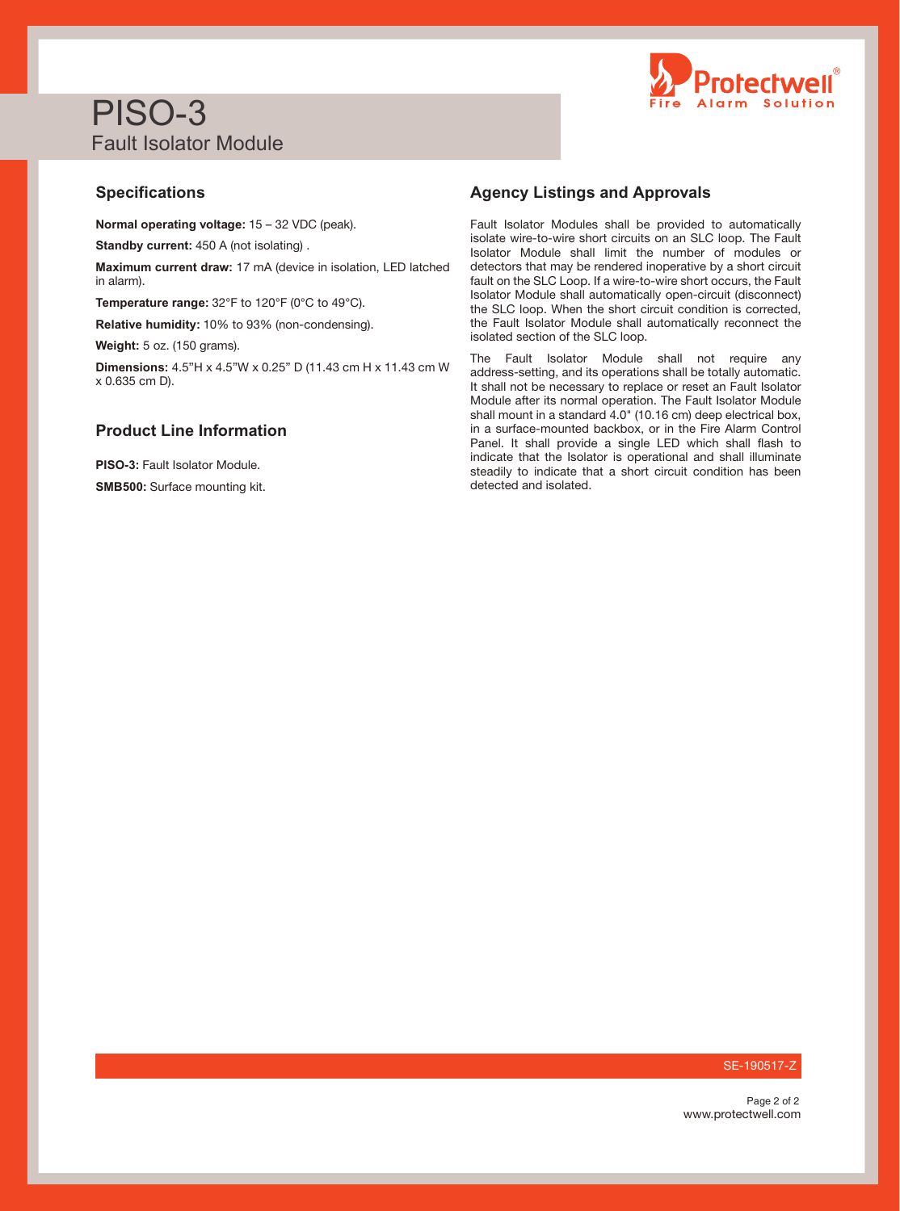# PISO-3

Fault Isolator Module

## Specifications

**Normal operating voltage:** 15 – 32 VDC (peak).

**Standby current:** 450 A (not isolating) .

**Maximum current draw:** 17 mA (device in isolation, LED latched in alarm).

**Temperature range:** 32°F to 120°F (0°C to 49°C).

**Relative humidity:** 10% to 93% (non-condensing).

**Weight:** 5 oz. (150 grams).

**Dimensions:** 4.5"H x 4.5"W x 0.25" D (11.43 cm H x 11.43 cm W x 0.635 cm D).

## Product Line Information

**PISO-3:** Fault Isolator Module.

**SMB500:** Surface mounting kit.

## Agency Listings and Approvals

Fault Isolator Modules shall be provided to automatically isolate wire-to-wire short circuits on an SLC loop. The Fault Isolator Module shall limit the number of modules or detectors that may be rendered inoperative by a short circuit fault on the SLC Loop. If a wire-to-wire short occurs, the Fault Isolator Module shall automatically open-circuit (disconnect) the SLC loop. When the short circuit condition is corrected, the Fault Isolator Module shall automatically reconnect the isolated section of the SLC loop.

The Fault Isolator Module shall not require any address-setting, and its operations shall be totally automatic. It shall not be necessary to replace or reset an Fault Isolator Module after its normal operation. The Fault Isolator Module shall mount in a standard 4.0" (10.16 cm) deep electrical box, in a surface-mounted backbox, or in the Fire Alarm Control Panel. It shall provide a single LED which shall flash to indicate that the Isolator is operational and shall illuminate steadily to indicate that a short circuit condition has been detected and isolated.

SE-190517-Z

www.protectwell.com